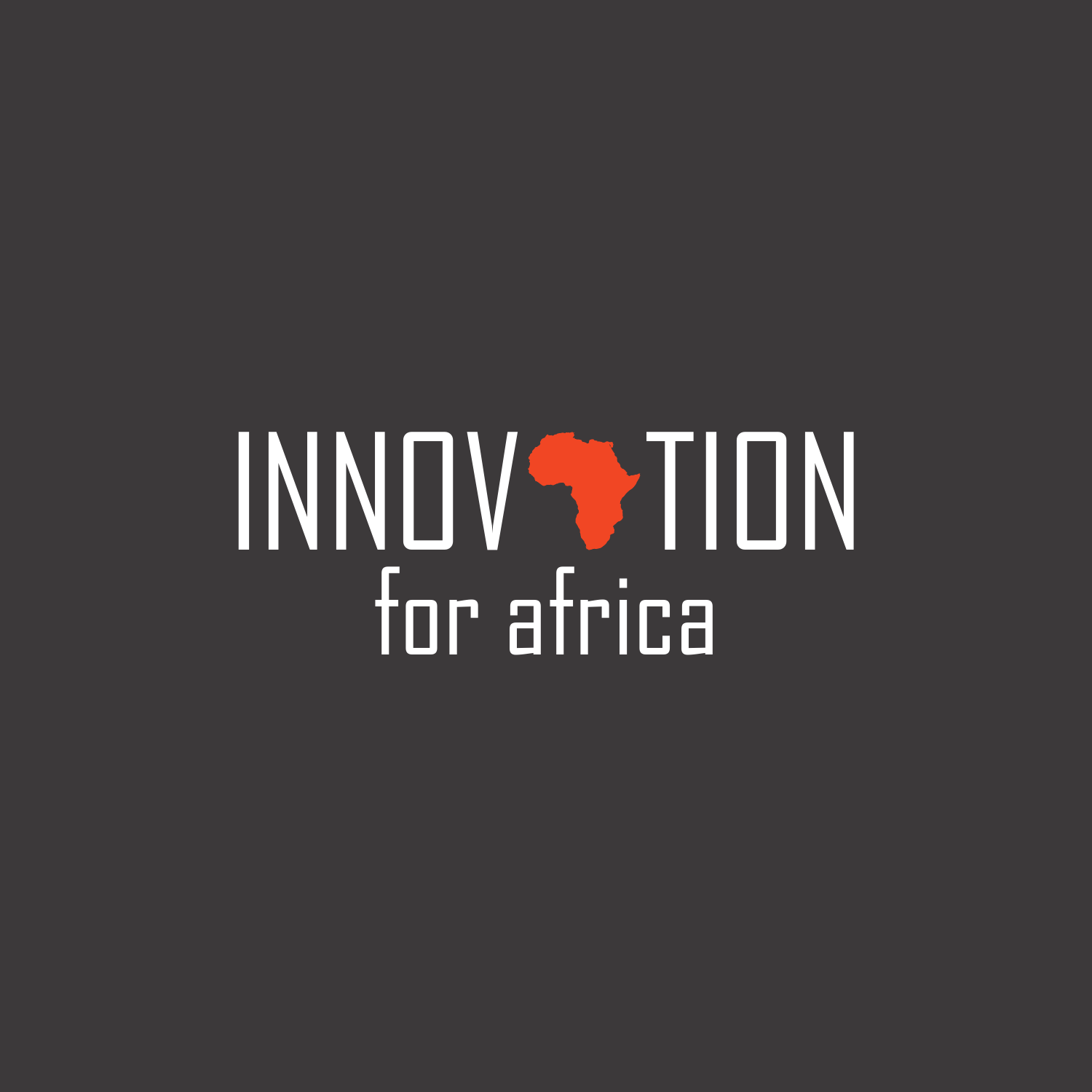# INNOVATION

## for africa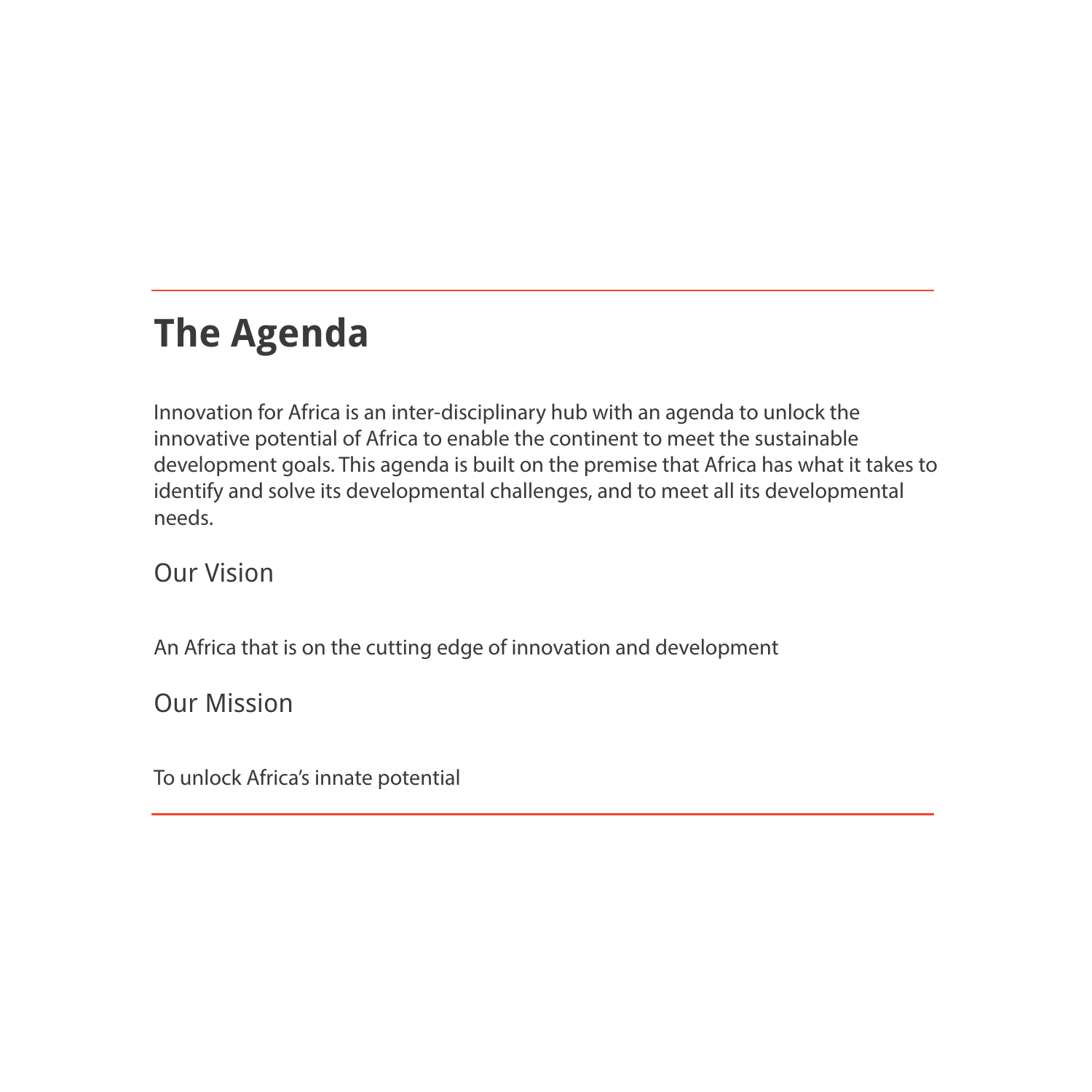# The Agenda

Innovation for Africa is an inter-disciplinary hub with an agenda to unlock the innovative potential of Africa to enable the continent to meet the sustainable development goals. This agenda is built on the premise that Africa has what it takes to identify and solve its developmental challenges, and to meet all its developmental needs.

## Our Vision

An Africa that is on the cutting edge of innovation and development

## Our Mission

To unlock Africa's innate potential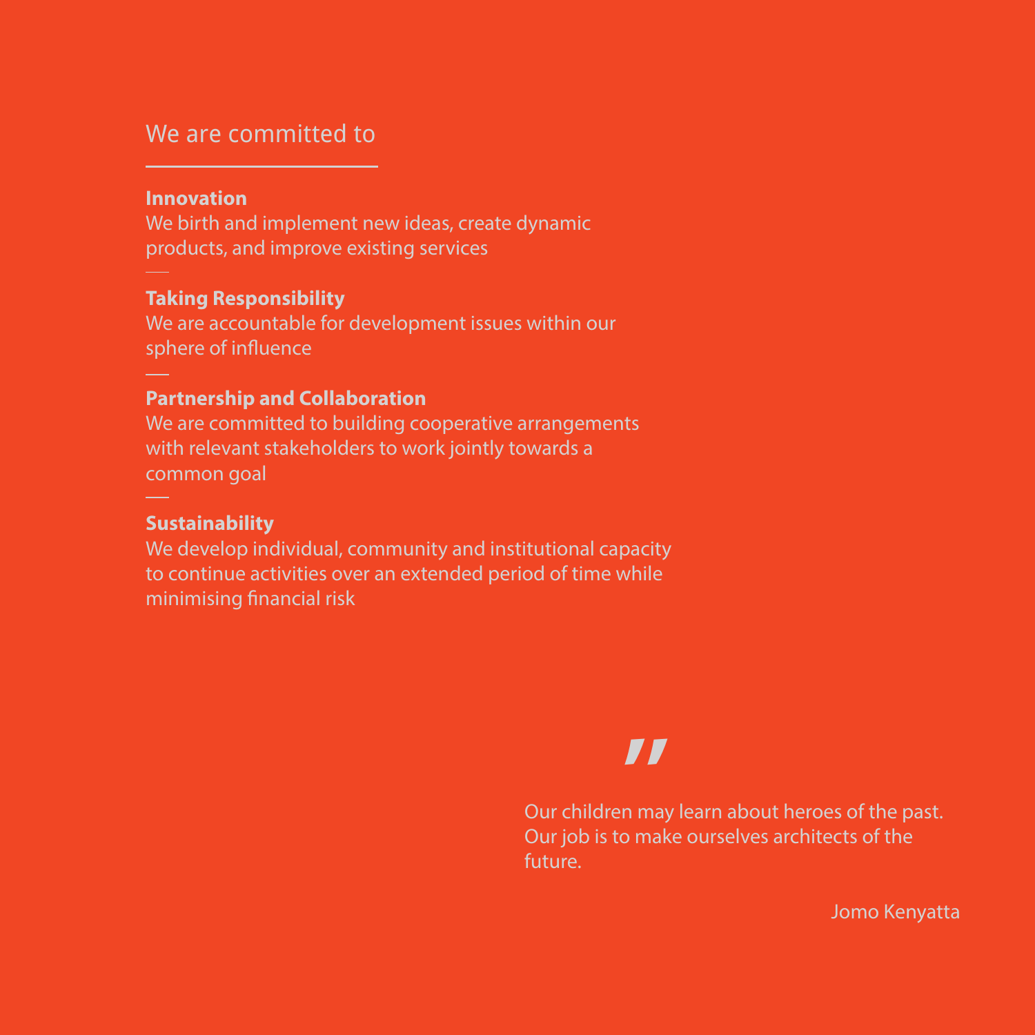## We are committed to

**Innovation**
We birth and implement new ideas, create dynamic products, and improve existing services

**Taking Responsibility**
We are accountable for development issues within our sphere of influence

**Partnership and Collaboration**
We are committed to building cooperative arrangements with relevant stakeholders to work jointly towards a common goal

**Sustainability**
We develop individual, community and institutional capacity to continue activities over an extended period of time while minimising financial risk

> "
> Our children may learn about heroes of the past. Our job is to make ourselves architects of the future.
>
> Jomo Kenyatta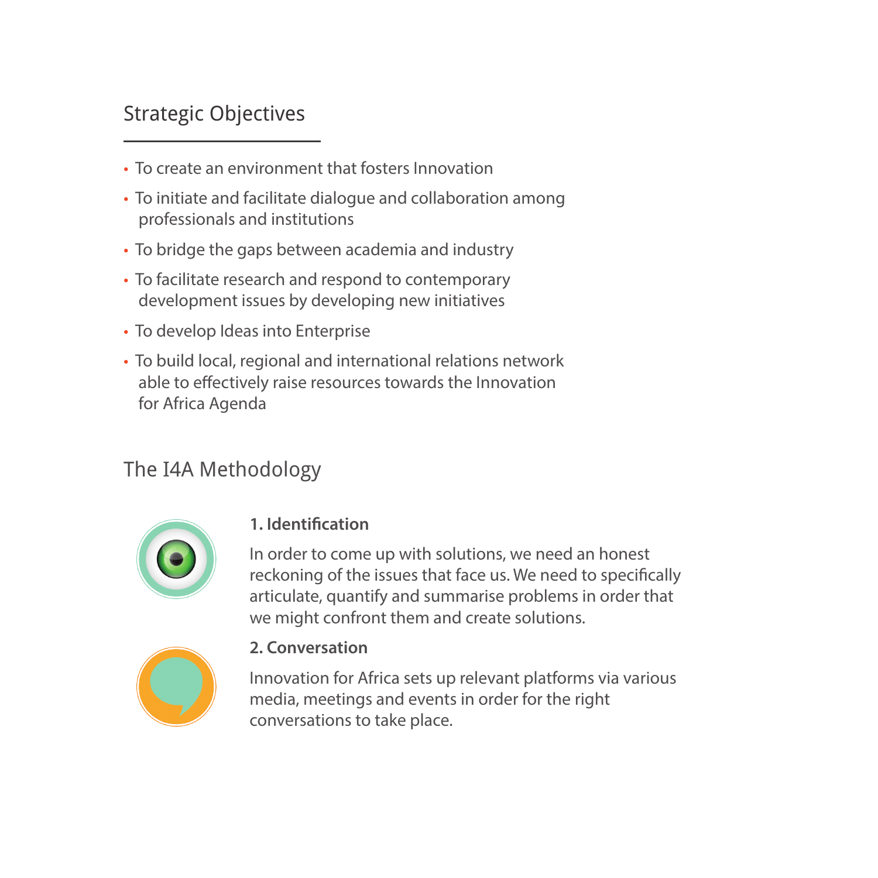## Strategic Objectives

- To create an environment that fosters Innovation
- To initiate and facilitate dialogue and collaboration among professionals and institutions
- To bridge the gaps between academia and industry
- To facilitate research and respond to contemporary development issues by developing new initiatives
- To develop Ideas into Enterprise
- To build local, regional and international relations network able to effectively raise resources towards the Innovation for Africa Agenda

## The I4A Methodology

### 1. Identification

In order to come up with solutions, we need an honest reckoning of the issues that face us. We need to specifically articulate, quantify and summarise problems in order that we might confront them and create solutions.

### 2. Conversation

Innovation for Africa sets up relevant platforms via various media, meetings and events in order for the right conversations to take place.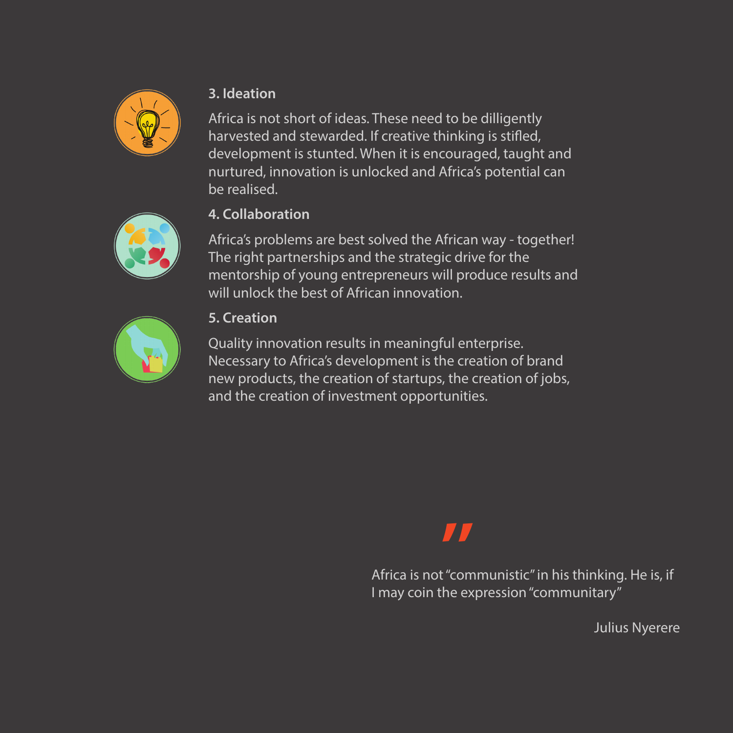### 3. Ideation

Africa is not short of ideas. These need to be dilligently harvested and stewarded. If creative thinking is stifled, development is stunted. When it is encouraged, taught and nurtured, innovation is unlocked and Africa's potential can be realised.

### 4. Collaboration

Africa's problems are best solved the African way - together! The right partnerships and the strategic drive for the mentorship of young entrepreneurs will produce results and will unlock the best of African innovation.

### 5. Creation

Quality innovation results in meaningful enterprise. Necessary to Africa's development is the creation of brand new products, the creation of startups, the creation of jobs, and the creation of investment opportunities.

> Africa is not "communistic" in his thinking. He is, if I may coin the expression "communitary"
>
> Julius Nyerere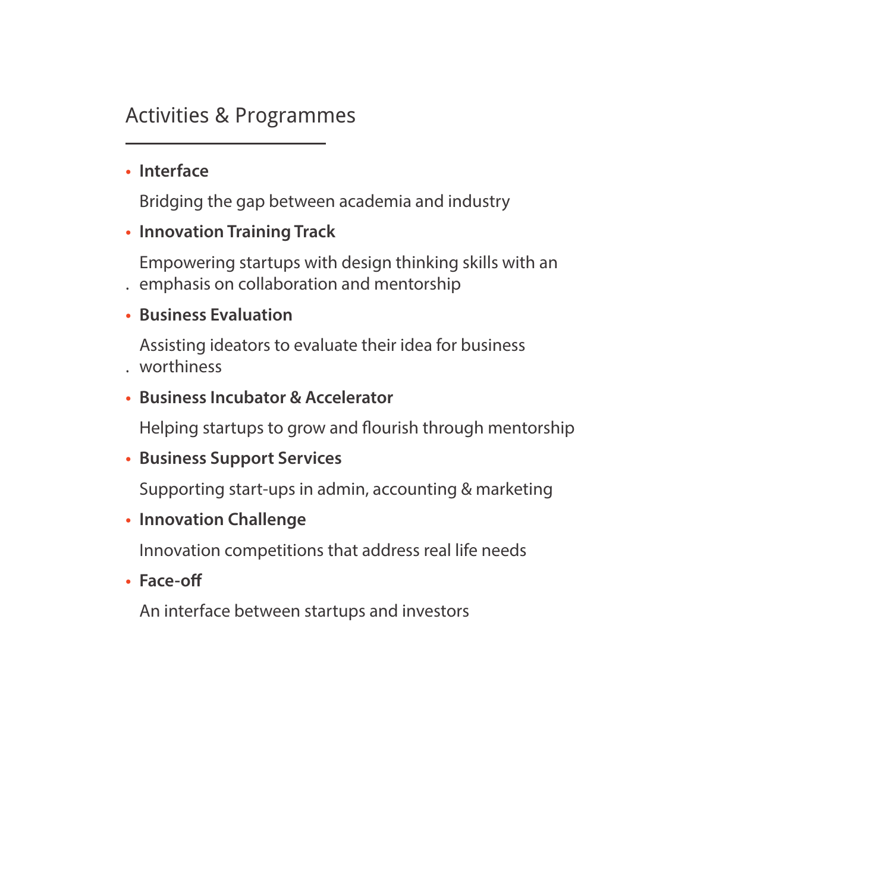## Activities & Programmes

- **Interface**

  Bridging the gap between academia and industry

- **Innovation Training Track**

  Empowering startups with design thinking skills with an emphasis on collaboration and mentorship

- **Business Evaluation**

  Assisting ideators to evaluate their idea for business worthiness

- **Business Incubator & Accelerator**

  Helping startups to grow and flourish through mentorship

- **Business Support Services**

  Supporting start-ups in admin, accounting & marketing

- **Innovation Challenge**

  Innovation competitions that address real life needs

- **Face-off**

  An interface between startups and investors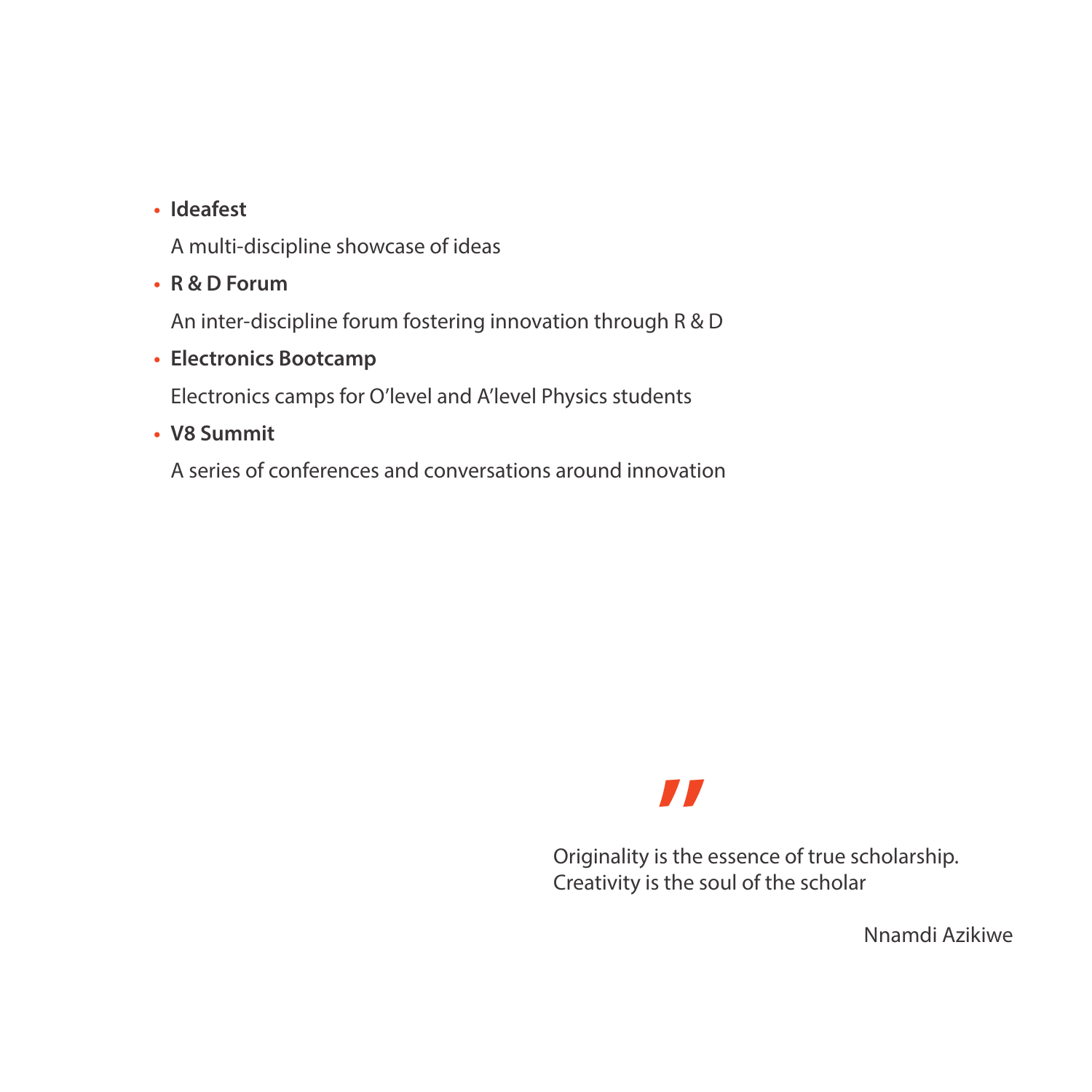- **Ideafest**

  A multi-discipline showcase of ideas

- **R & D Forum**

  An inter-discipline forum fostering innovation through R & D

- **Electronics Bootcamp**

  Electronics camps for O'level and A'level Physics students

- **V8 Summit**

  A series of conferences and conversations around innovation

> "
>
> Originality is the essence of true scholarship.
> Creativity is the soul of the scholar
>
> Nnamdi Azikiwe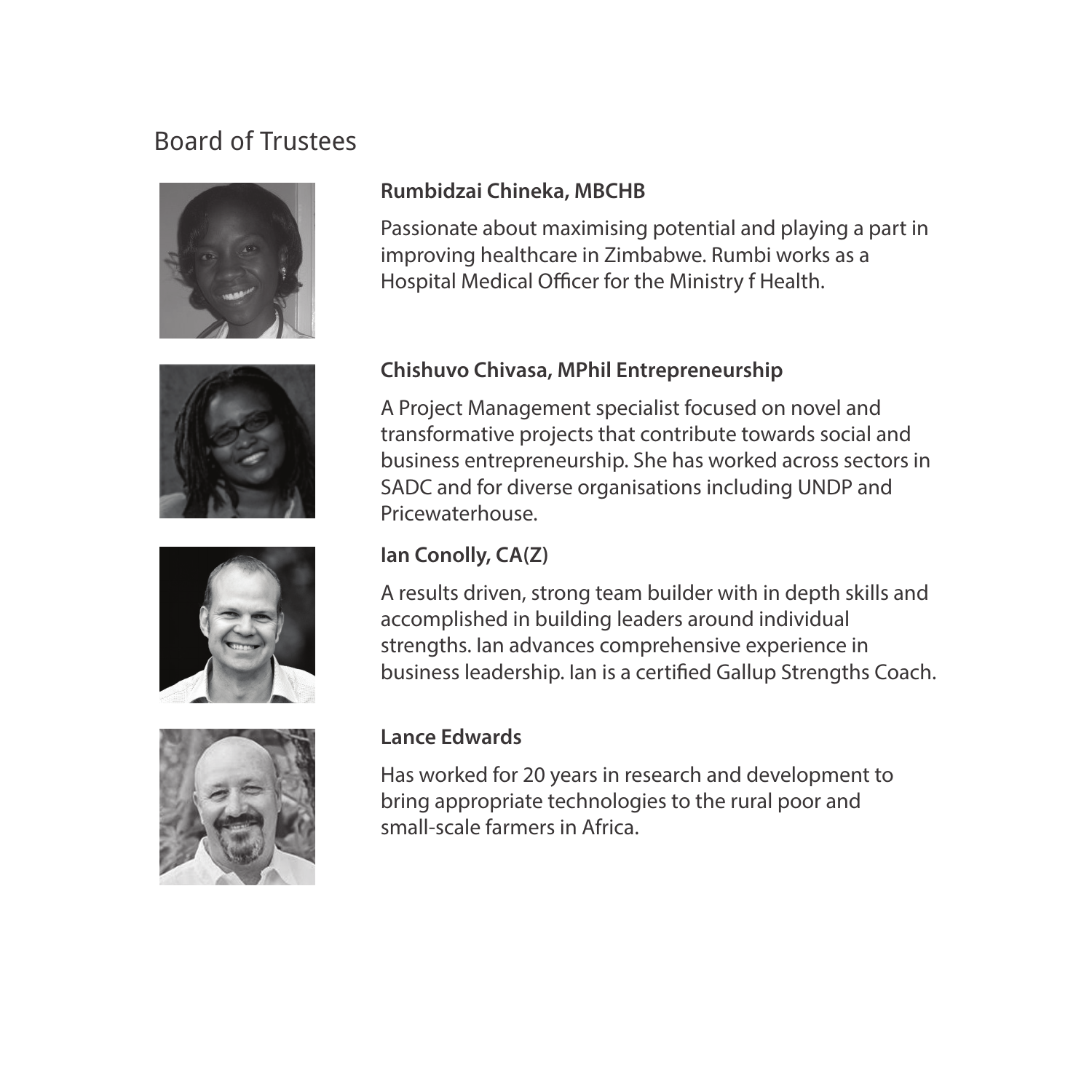# Board of Trustees

**Rumbidzai Chineka, MBCHB**

Passionate about maximising potential and playing a part in improving healthcare in Zimbabwe. Rumbi works as a Hospital Medical Officer for the Ministry f Health.

**Chishuvo Chivasa, MPhil Entrepreneurship**

A Project Management specialist focused on novel and transformative projects that contribute towards social and business entrepreneurship. She has worked across sectors in SADC and for diverse organisations including UNDP and Pricewaterhouse.

**Ian Conolly, CA(Z)**

A results driven, strong team builder with in depth skills and accomplished in building leaders around individual strengths. Ian advances comprehensive experience in business leadership. Ian is a certified Gallup Strengths Coach.

**Lance Edwards**

Has worked for 20 years in research and development to bring appropriate technologies to the rural poor and small-scale farmers in Africa.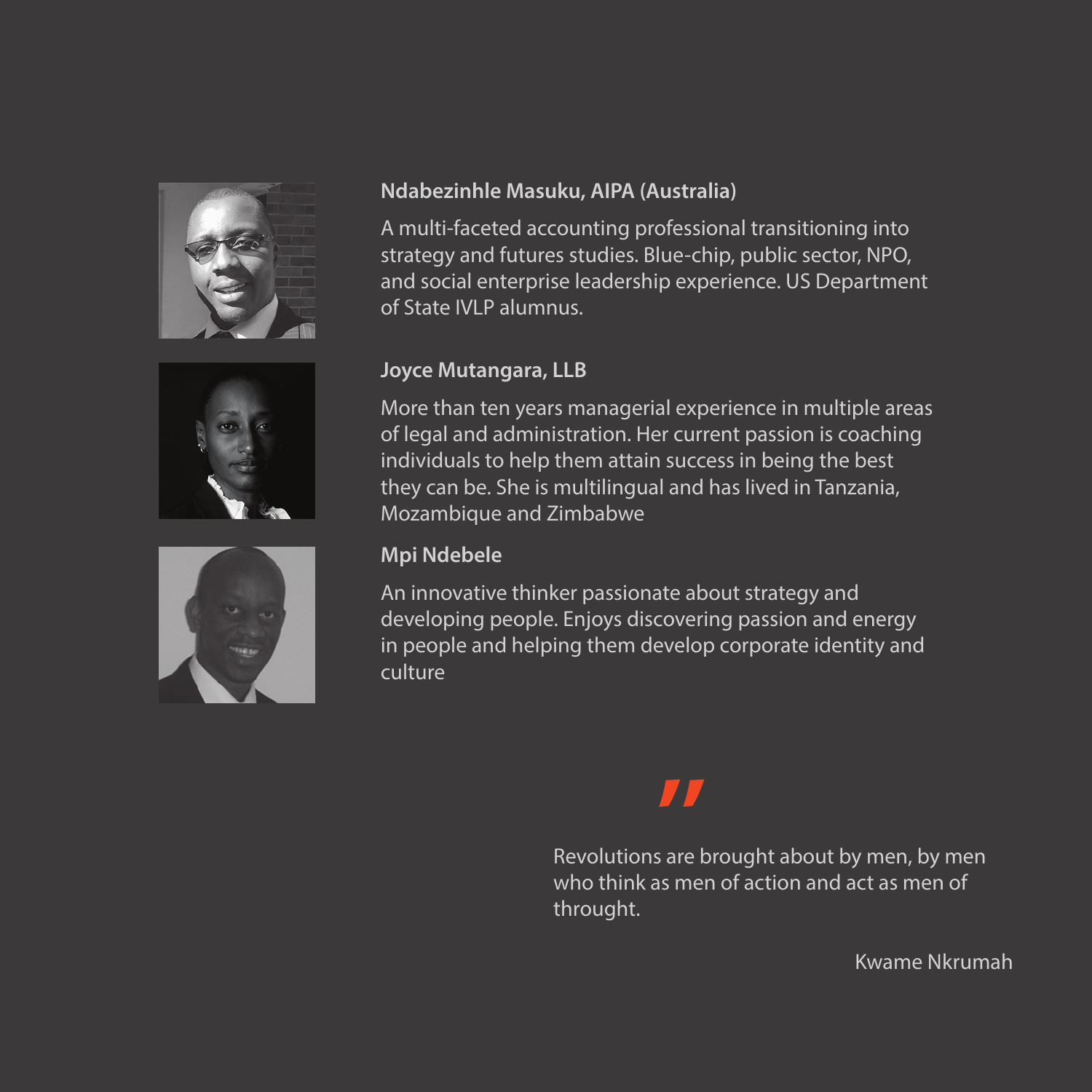**Ndabezinhle Masuku, AIPA (Australia)**

A multi-faceted accounting professional transitioning into strategy and futures studies. Blue-chip, public sector, NPO, and social enterprise leadership experience. US Department of State IVLP alumnus.

**Joyce Mutangara, LLB**

More than ten years managerial experience in multiple areas of legal and administration. Her current passion is coaching individuals to help them attain success in being the best they can be. She is multilingual and has lived in Tanzania, Mozambique and Zimbabwe

**Mpi Ndebele**

An innovative thinker passionate about strategy and developing people. Enjoys discovering passion and energy in people and helping them develop corporate identity and culture

> Revolutions are brought about by men, by men who think as men of action and act as men of throught.
>
> Kwame Nkrumah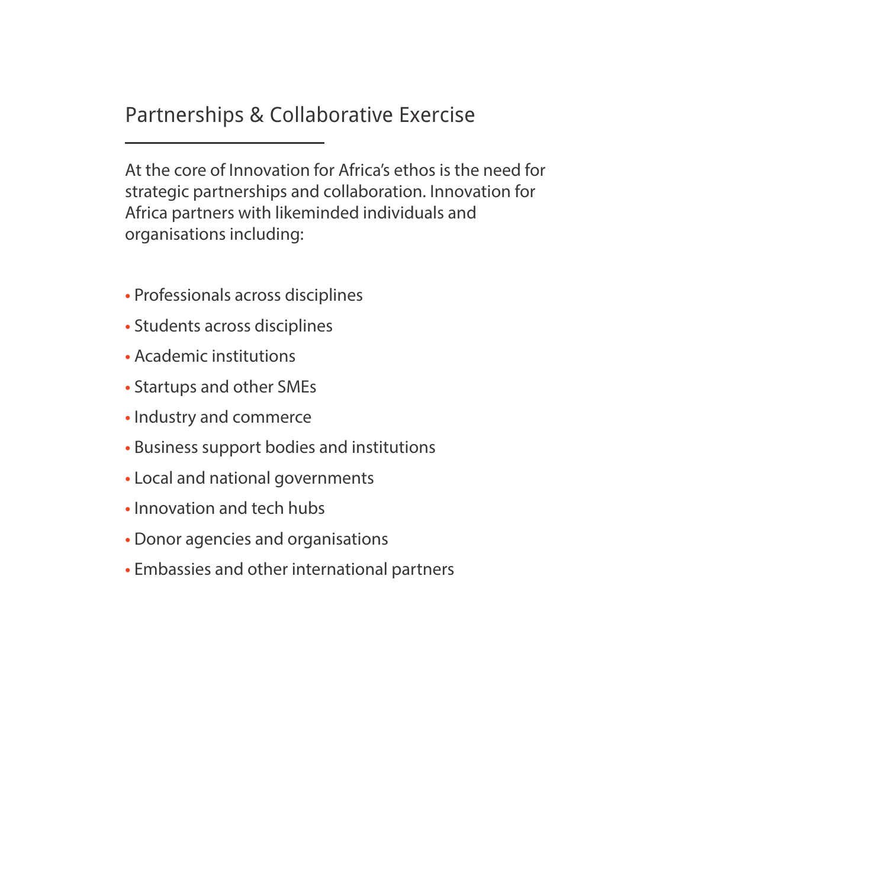## Partnerships & Collaborative Exercise

At the core of Innovation for Africa's ethos is the need for strategic partnerships and collaboration. Innovation for Africa partners with likeminded individuals and organisations including:

- Professionals across disciplines
- Students across disciplines
- Academic institutions
- Startups and other SMEs
- Industry and commerce
- Business support bodies and institutions
- Local and national governments
- Innovation and tech hubs
- Donor agencies and organisations
- Embassies and other international partners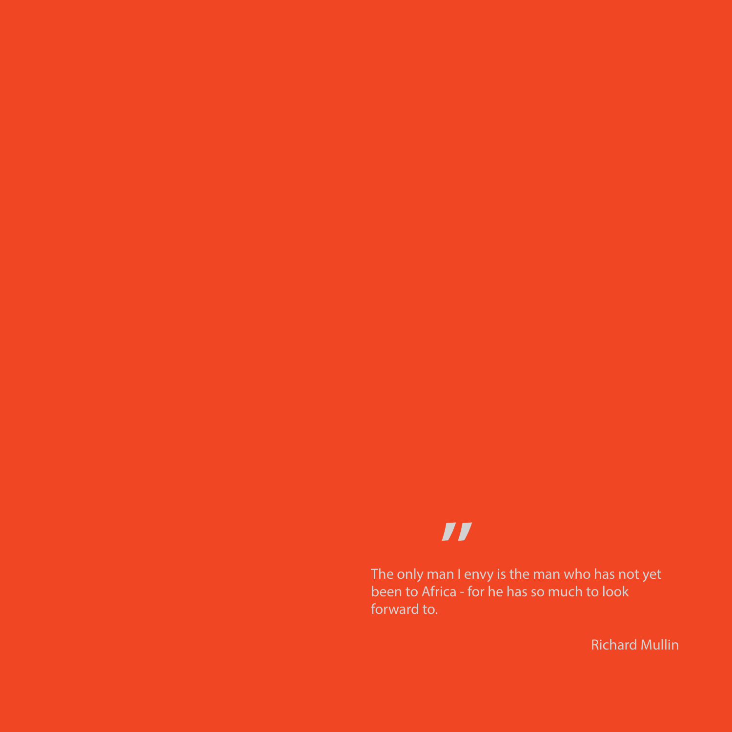"

The only man I envy is the man who has not yet been to Africa - for he has so much to look forward to.

Richard Mullin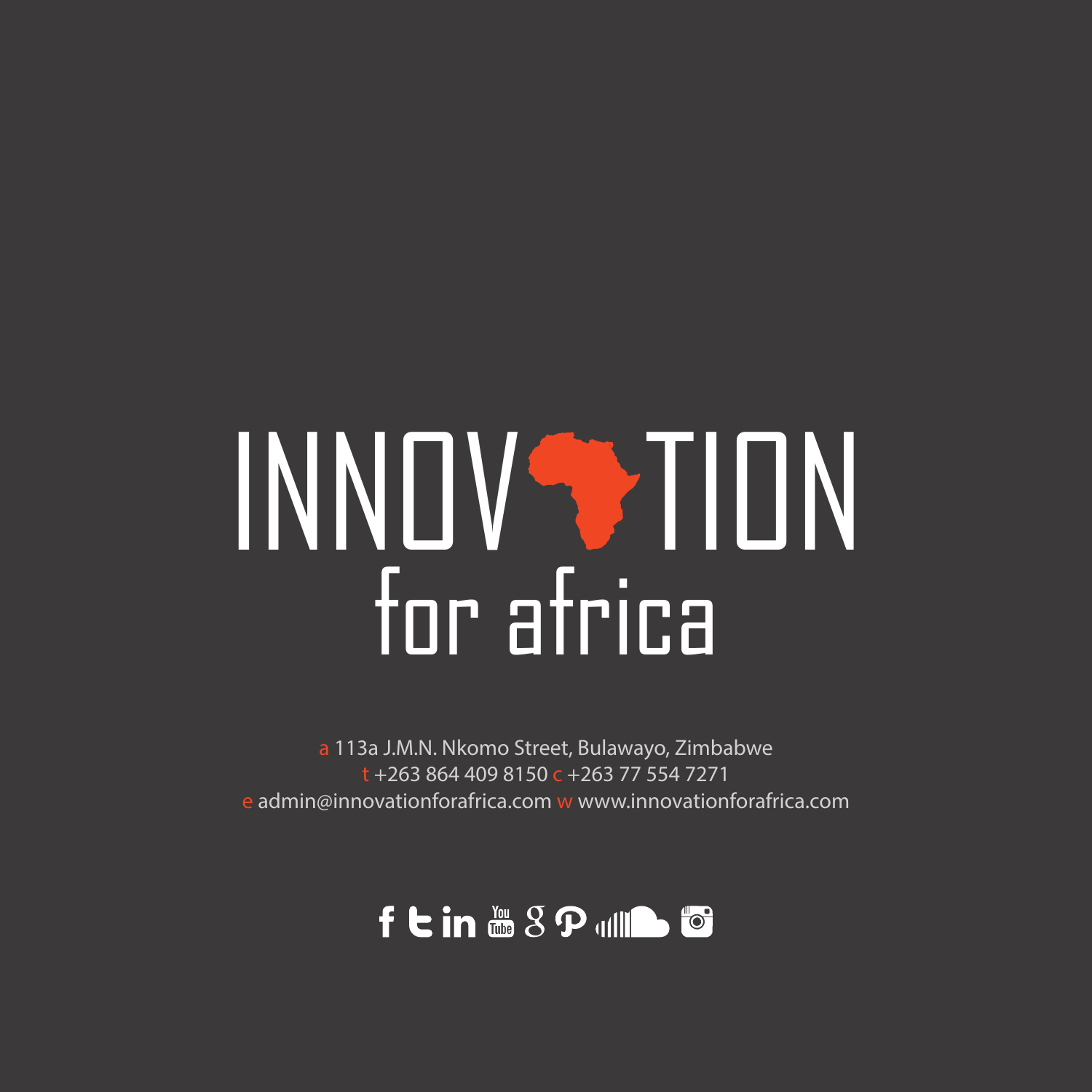# INNOVATION for africa

a 113a J.M.N. Nkomo Street, Bulawayo, Zimbabwe
t +263 864 409 8150 c +263 77 554 7271
e admin@innovationforafrica.com w www.innovationforafrica.com